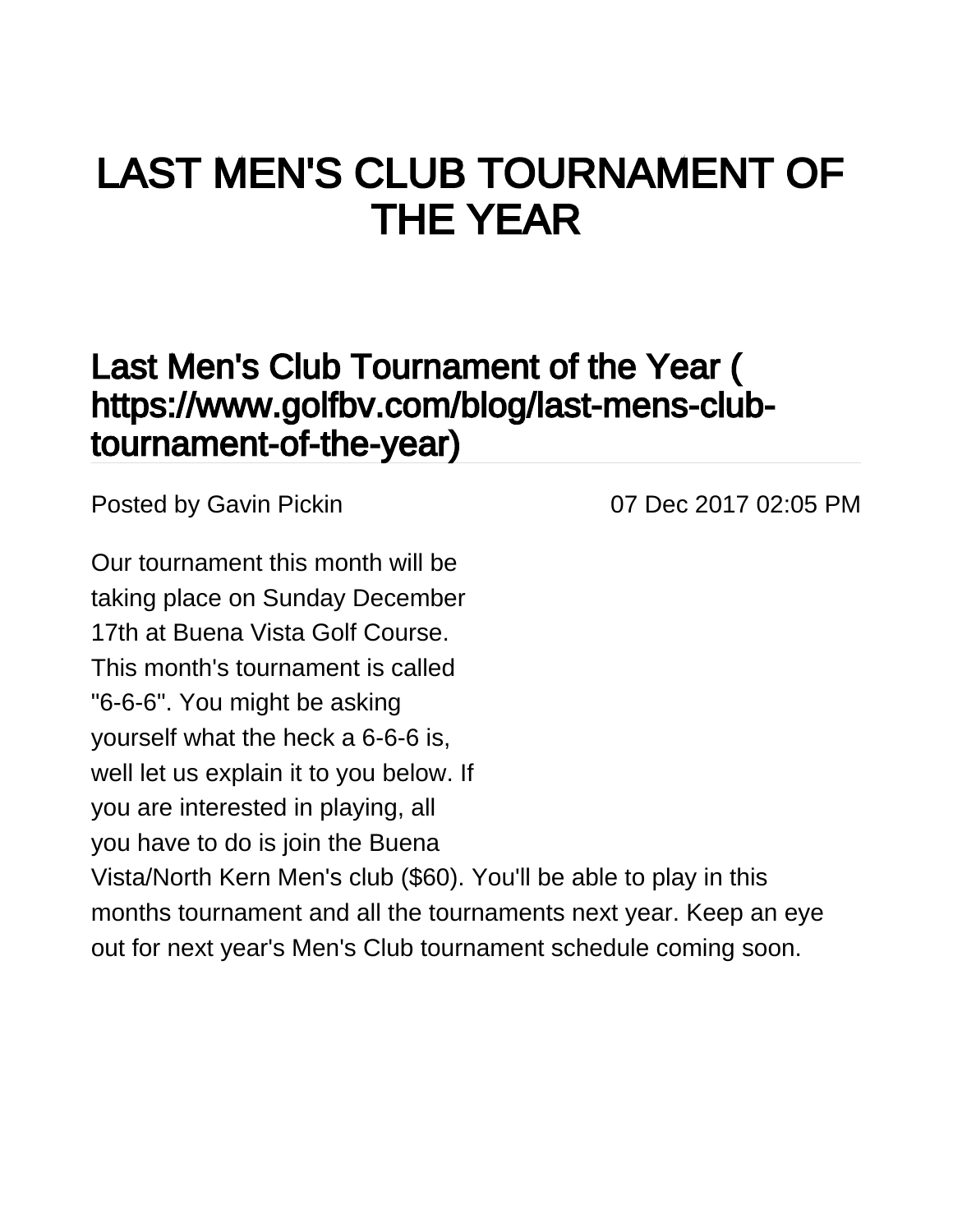# LAST MEN'S CLUB TOURNAMENT OF THE YEAR

## Last Men's Club Tournament of the Year ( https://www.golfbv.com/blog/last-mens-club-tournament-of-the-year)

Posted by Gavin Pickin 07 Dec 2017 02:05 PM

Our tournament this month will be taking place on Sunday December 17th at Buena Vista Golf Course. This month's tournament is called "6-6-6". You might be asking yourself what the heck a 6-6-6 is, well let us explain it to you below. If you are interested in playing, all you have to do is join the Buena Vista/North Kern Men's club ($60). You'll be able to play in this months tournament and all the tournaments next year. Keep an eye out for next year's Men's Club tournament schedule coming soon.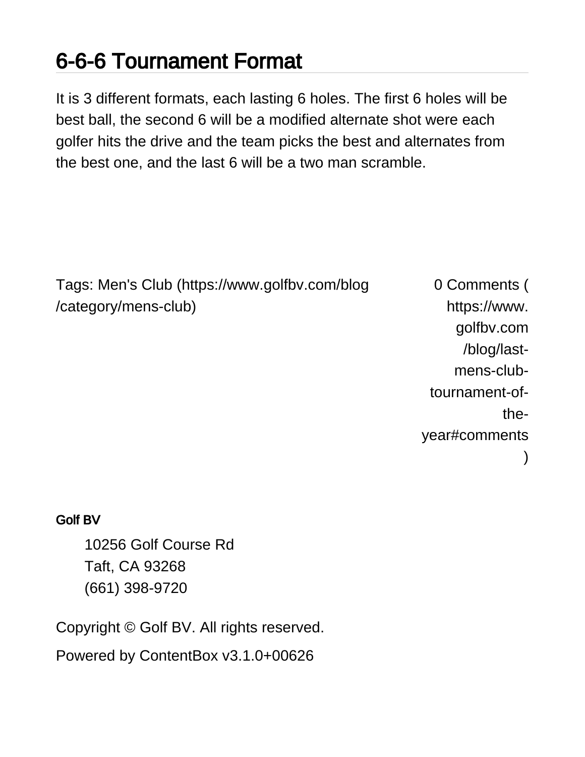## 6-6-6 Tournament Format

It is 3 different formats, each lasting 6 holes. The first 6 holes will be best ball, the second 6 will be a modified alternate shot were each golfer hits the drive and the team picks the best and alternates from the best one, and the last 6 will be a two man scramble.

Tags: Men's Club (https://www.golfbv.com/blog/category/mens-club)

0 Comments (https://www.golfbv.com/blog/last-mens-club-tournament-of-the-year#comments)

**Golf BV**

10256 Golf Course Rd
Taft, CA 93268
(661) 398-9720

Copyright © Golf BV. All rights reserved.

Powered by ContentBox v3.1.0+00626